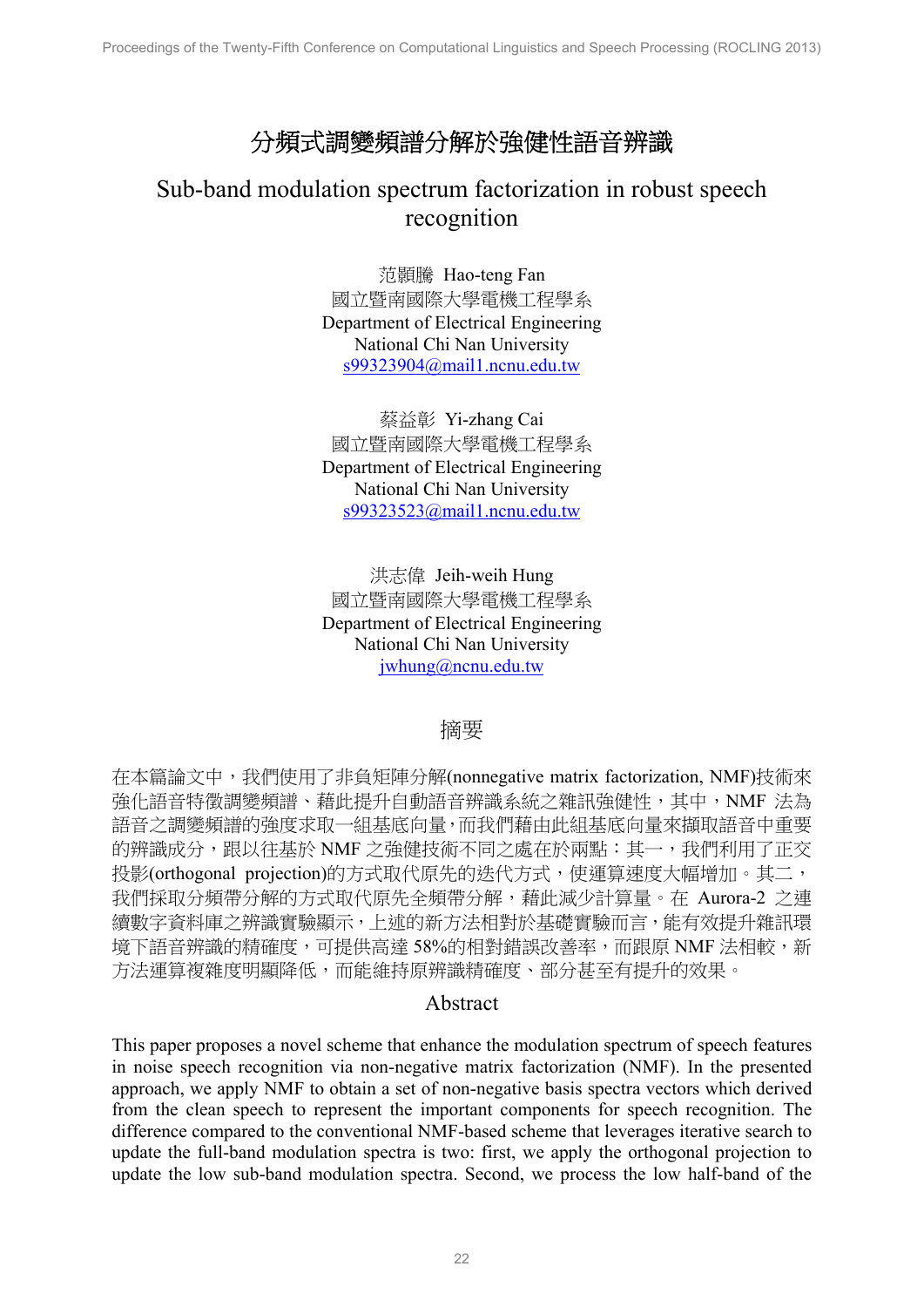# 分頻式調變頻譜分解於強健性語音辨識

# Sub-band modulation spectrum factorization in robust speech recognition

范顥騰 Hao-teng Fan
國立暨南國際大學電機工程學系
Department of Electrical Engineering
National Chi Nan University
s99323904@mail1.ncnu.edu.tw

蔡益彰 Yi-zhang Cai
國立暨南國際大學電機工程學系
Department of Electrical Engineering
National Chi Nan University
s99323523@mail1.ncnu.edu.tw

洪志偉 Jeih-weih Hung
國立暨南國際大學電機工程學系
Department of Electrical Engineering
National Chi Nan University
jwhung@ncnu.edu.tw

## 摘要

在本篇論文中，我們使用了非負矩陣分解(nonnegative matrix factorization, NMF)技術來強化語音特徵調變頻譜、藉此提升自動語音辨識系統之雜訊強健性，其中，NMF 法為語音之調變頻譜的強度求取一組基底向量，而我們藉由此組基底向量來擷取語音中重要的辨識成分，跟以往基於 NMF 之強健技術不同之處在於兩點：其一，我們利用了正交投影(orthogonal projection)的方式取代原先的迭代方式，使運算速度大幅增加。其二，我們採取分頻帶分解的方式取代原先全頻帶分解，藉此減少計算量。在 Aurora-2 之連續數字資料庫之辨識實驗顯示，上述的新方法相對於基礎實驗而言，能有效提升雜訊環境下語音辨識的精確度，可提供高達 58%的相對錯誤改善率，而跟原 NMF 法相較，新方法運算複雜度明顯降低，而能維持原辨識精確度、部分甚至有提升的效果。

## Abstract

This paper proposes a novel scheme that enhance the modulation spectrum of speech features in noise speech recognition via non-negative matrix factorization (NMF). In the presented approach, we apply NMF to obtain a set of non-negative basis spectra vectors which derived from the clean speech to represent the important components for speech recognition. The difference compared to the conventional NMF-based scheme that leverages iterative search to update the full-band modulation spectra is two: first, we apply the orthogonal projection to update the low sub-band modulation spectra. Second, we process the low half-band of the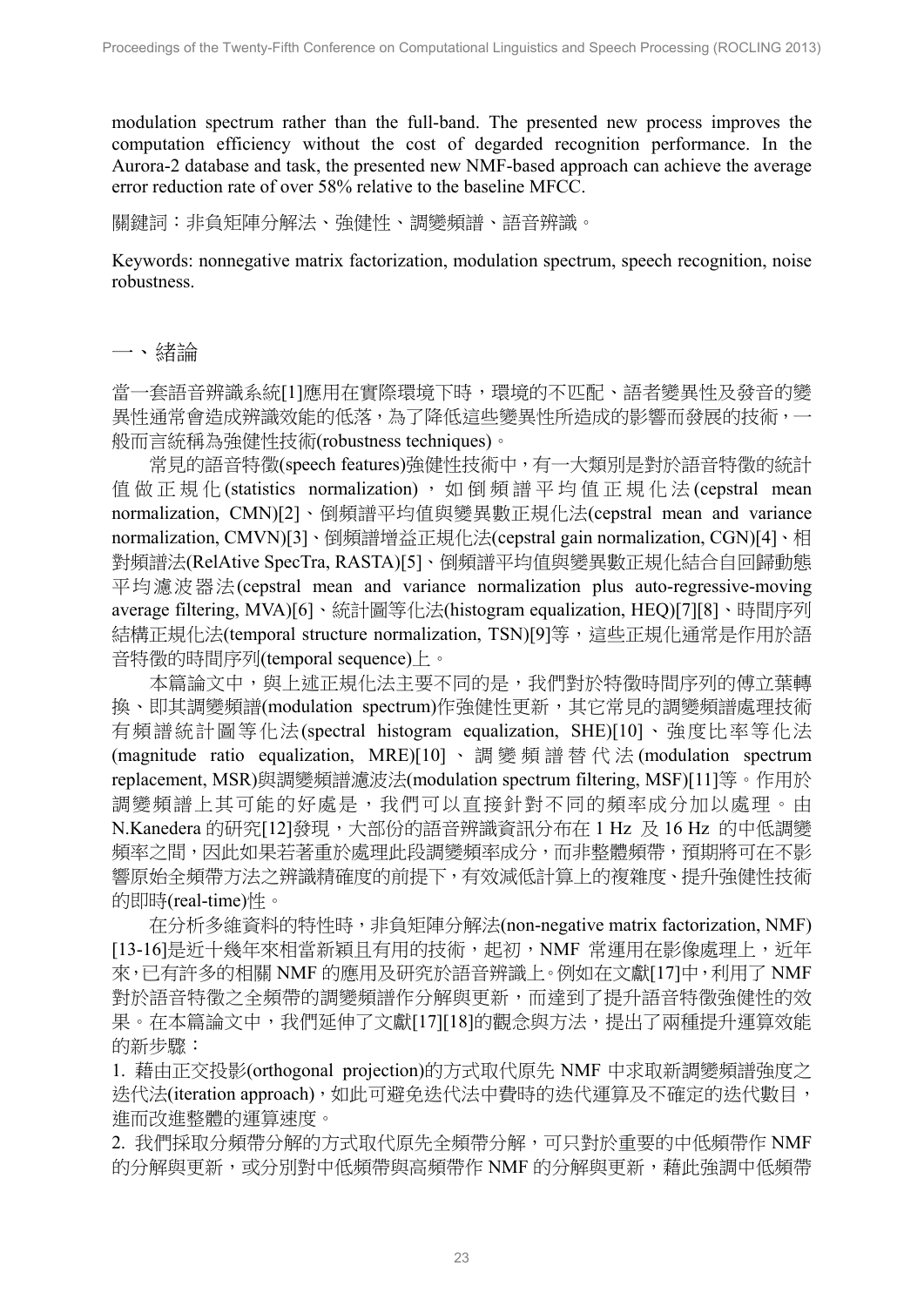modulation spectrum rather than the full-band. The presented new process improves the computation efficiency without the cost of degarded recognition performance. In the Aurora-2 database and task, the presented new NMF-based approach can achieve the average error reduction rate of over 58% relative to the baseline MFCC.

關鍵詞：非負矩陣分解法、強健性、調變頻譜、語音辨識。

Keywords: nonnegative matrix factorization, modulation spectrum, speech recognition, noise robustness.

## 一、緒論

當一套語音辨識系統[1]應用在實際環境下時，環境的不匹配、語者變異性及發音的變異性通常會造成辨識效能的低落，為了降低這些變異性所造成的影響而發展的技術，一般而言統稱為強健性技術(robustness techniques)。

常見的語音特徵(speech features)強健性技術中，有一大類別是對於語音特徵的統計值做正規化(statistics normalization)，如倒頻譜平均值正規化法(cepstral mean normalization, CMN)[2]、倒頻譜平均值與變異數正規化法(cepstral mean and variance normalization, CMVN)[3]、倒頻譜增益正規化法(cepstral gain normalization, CGN)[4]、相對頻譜法(RelAtive SpecTra, RASTA)[5]、倒頻譜平均值與變異數正規化結合自回歸動態平均濾波器法(cepstral mean and variance normalization plus auto-regressive-moving average filtering, MVA)[6]、統計圖等化法(histogram equalization, HEQ)[7][8]、時間序列結構正規化法(temporal structure normalization, TSN)[9]等，這些正規化通常是作用於語音特徵的時間序列(temporal sequence)上。

本篇論文中，與上述正規化法主要不同的是，我們對於特徵時間序列的傅立葉轉換、即其調變頻譜(modulation spectrum)作強健性更新，其它常見的調變頻譜處理技術有頻譜統計圖等化法(spectral histogram equalization, SHE)[10]、強度比率等化法(magnitude ratio equalization, MRE)[10]、調變頻譜替代法(modulation spectrum replacement, MSR)與調變頻譜濾波法(modulation spectrum filtering, MSF)[11]等。作用於調變頻譜上其可能的好處是，我們可以直接針對不同的頻率成分加以處理。由 N.Kanedera 的研究[12]發現，大部份的語音辨識資訊分布在 1 Hz 及 16 Hz 的中低調變頻率之間，因此如果若著重於處理此段調變頻率成分，而非整體頻帶，預期將可在不影響原始全頻帶方法之辨識精確度的前提下，有效減低計算上的複雜度、提升強健性技術的即時(real-time)性。

在分析多維資料的特性時，非負矩陣分解法(non-negative matrix factorization, NMF)[13-16]是近十幾年來相當新穎且有用的技術，起初，NMF 常運用在影像處理上，近年來，已有許多的相關 NMF 的應用及研究於語音辨識上。例如在文獻[17]中，利用了 NMF 對於語音特徵之全頻帶的調變頻譜作分解與更新，而達到了提升語音特徵強健性的效果。在本篇論文中，我們延伸了文獻[17][18]的觀念與方法，提出了兩種提升運算效能的新步驟：

1. 藉由正交投影(orthogonal projection)的方式取代原先 NMF 中求取新調變頻譜強度之迭代法(iteration approach)，如此可避免迭代法中費時的迭代運算及不確定的迭代數目，進而改進整體的運算速度。
2. 我們採取分頻帶分解的方式取代原先全頻帶分解，可只對於重要的中低頻帶作 NMF 的分解與更新，或分別對中低頻帶與高頻帶作 NMF 的分解與更新，藉此強調中低頻帶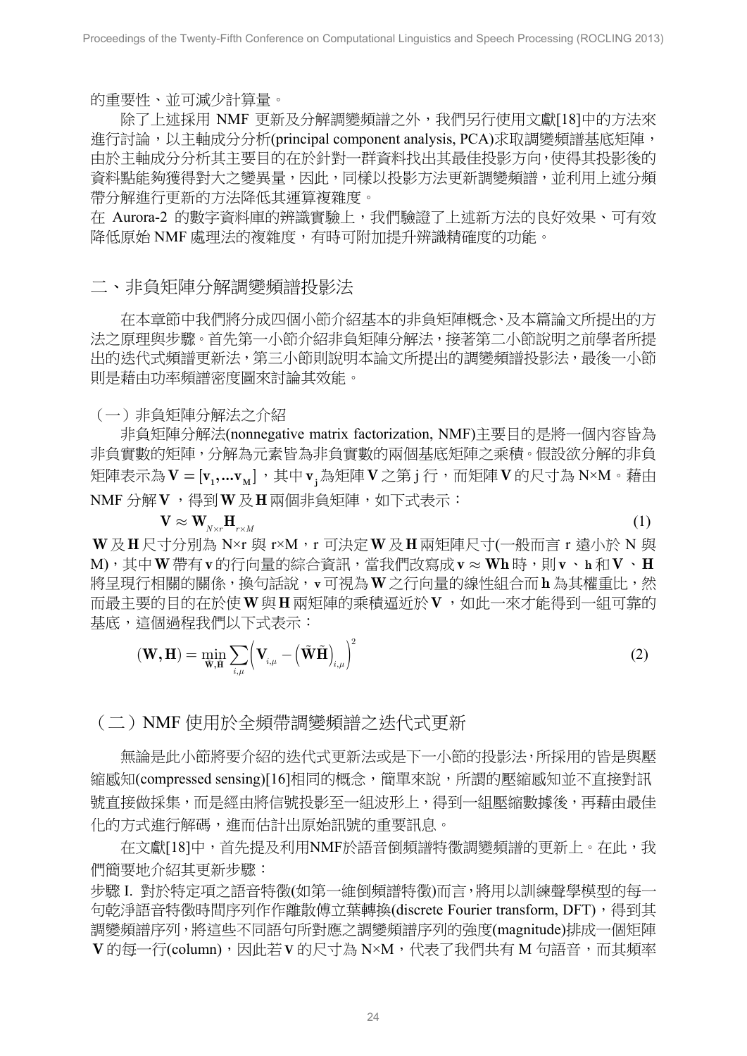的重要性、並可減少計算量。

除了上述採用 NMF 更新及分解調變頻譜之外，我們另行使用文獻[18]中的方法來進行討論，以主軸成分分析(principal component analysis, PCA)求取調變頻譜基底矩陣，由於主軸成分分析其主要目的在於針對一群資料找出其最佳投影方向，使得其投影後的資料點能夠獲得對大之變異量，因此，同樣以投影方法更新調變頻譜，並利用上述分頻帶分解進行更新的方法降低其運算複雜度。

在 Aurora-2 的數字資料庫的辨識實驗上，我們驗證了上述新方法的良好效果、可有效降低原始 NMF 處理法的複雜度，有時可附加提升辨識精確度的功能。

## 二、非負矩陣分解調變頻譜投影法

在本章節中我們將分成四個小節介紹基本的非負矩陣概念、及本篇論文所提出的方法之原理與步驟。首先第一小節介紹非負矩陣分解法，接著第二小節說明之前學者所提出的迭代式頻譜更新法，第三小節則說明本論文所提出的調變頻譜投影法，最後一小節則是藉由功率頻譜密度圖來討論其效能。

### （一）非負矩陣分解法之介紹

非負矩陣分解法(nonnegative matrix factorization, NMF)主要目的是將一個內容皆為非負實數的矩陣，分解為元素皆為非負實數的兩個基底矩陣之乘積。假設欲分解的非負矩陣表示為 $\mathbf{V} = [\mathbf{v}_1, ...\mathbf{v}_M]$，其中 $\mathbf{v}_j$ 為矩陣 $\mathbf{V}$ 之第 j 行，而矩陣 $\mathbf{V}$ 的尺寸為 N×M。藉由 NMF 分解 $\mathbf{V}$，得到 $\mathbf{W}$ 及 $\mathbf{H}$ 兩個非負矩陣，如下式表示：

$$\mathbf{V} \approx \mathbf{W}_{N\times r}\mathbf{H}_{r\times M} \tag{1}$$

$\mathbf{W}$ 及 $\mathbf{H}$ 尺寸分別為 N×r 與 r×M，r 可決定 $\mathbf{W}$ 及 $\mathbf{H}$ 兩矩陣尺寸(一般而言 r 遠小於 N 與 M)，其中 $\mathbf{W}$ 帶有 $\mathbf{v}$ 的行向量的綜合資訊，當我們改寫成 $\mathbf{v} \approx \mathbf{W}\mathbf{h}$ 時，則 $\mathbf{v}$、$\mathbf{h}$ 和 $\mathbf{V}$、$\mathbf{H}$ 將呈現行相關的關係，換句話說，$\mathbf{v}$ 可視為 $\mathbf{W}$ 之行向量的線性組合而 $\mathbf{h}$ 為其權重比，然而最主要的目的在於使 $\mathbf{W}$ 與 $\mathbf{H}$ 兩矩陣的乘積逼近於 $\mathbf{V}$，如此一來才能得到一組可靠的基底，這個過程我們以下式表示：

$$(\mathbf{W}, \mathbf{H}) = \min_{\tilde{\mathbf{W}}, \tilde{\mathbf{H}}} \sum_{i,\mu} \left( \mathbf{V}_{i,\mu} - \left(\tilde{\mathbf{W}}\tilde{\mathbf{H}}\right)_{i,\mu} \right)^2 \tag{2}$$

### （二）NMF 使用於全頻帶調變頻譜之迭代式更新

無論是此小節將要介紹的迭代式更新法或是下一小節的投影法，所採用的皆是與壓縮感知(compressed sensing)[16]相同的概念，簡單來說，所謂的壓縮感知並不直接對訊號直接做採集，而是經由將信號投影至一組波形上，得到一組壓縮數據後，再藉由最佳化的方式進行解碼，進而估計出原始訊號的重要訊息。

在文獻[18]中，首先提及利用NMF於語音倒頻譜特徵調變頻譜的更新上。在此，我們簡要地介紹其更新步驟：

步驟 I. 對於特定項之語音特徵(如第一維倒頻譜特徵)而言，將用以訓練聲學模型的每一句乾淨語音特徵時間序列作作離散傅立葉轉換(discrete Fourier transform, DFT)，得到其調變頻譜序列，將這些不同語句所對應之調變頻譜序列的強度(magnitude)排成一個矩陣 $\mathbf{V}$ 的每一行(column)，因此若 $\mathbf{V}$ 的尺寸為 N×M，代表了我們共有 M 句語音，而其頻率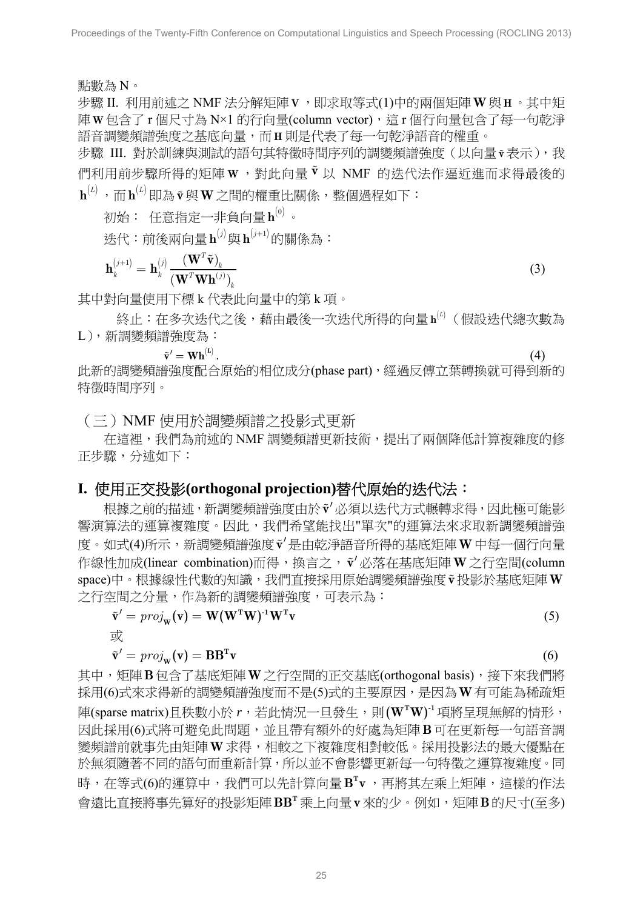點數為 N。

步驟 II. 利用前述之 NMF 法分解矩陣 $\mathbf{V}$，即求取等式(1)中的兩個矩陣 $\mathbf{W}$ 與 $\mathbf{H}$。其中矩陣 $\mathbf{W}$ 包含了 r 個尺寸為 N×1 的行向量(column vector)，這 r 個行向量包含了每一句乾淨語音調變頻譜強度之基底向量，而 $\mathbf{H}$ 則是代表了每一句乾淨語音的權重。

步驟 III. 對於訓練與測試的語句其特徵時間序列的調變頻譜強度（以向量 $\tilde{\mathbf{v}}$ 表示），我們利用前步驟所得的矩陣 $\mathbf{W}$，對此向量 $\tilde{\mathbf{v}}$ 以 NMF 的迭代法作逼近進而求得最後的 $\mathbf{h}^{(L)}$，而 $\mathbf{h}^{(L)}$ 即為 $\tilde{\mathbf{v}}$ 與 $\mathbf{W}$ 之間的權重比關係，整個過程如下：

初始： 任意指定一非負向量 $\mathbf{h}^{(0)}$。

迭代：前後兩向量 $\mathbf{h}^{(j)}$ 與 $\mathbf{h}^{(j+1)}$ 的關係為：

$$\mathbf{h}_k^{(j+1)} = \mathbf{h}_k^{(j)} \frac{(\mathbf{W}^T \tilde{\mathbf{v}})_k}{(\mathbf{W}^T \mathbf{W} \mathbf{h}^{(j)})_k} \tag{3}$$

其中對向量使用下標 k 代表此向量中的第 k 項。

終止：在多次迭代之後，藉由最後一次迭代所得的向量 $\mathbf{h}^{(L)}$（假設迭代總次數為 L），新調變頻譜強度為：

$$\tilde{\mathbf{v}}' = \mathbf{W}\mathbf{h}^{(\mathbf{L})}. \tag{4}$$

此新的調變頻譜強度配合原始的相位成分(phase part)，經過反傅立葉轉換就可得到新的特徵時間序列。

## （三）NMF 使用於調變頻譜之投影式更新

在這裡，我們為前述的 NMF 調變頻譜更新技術，提出了兩個降低計算複雜度的修正步驟，分述如下：

### I. 使用正交投影(orthogonal projection)替代原始的迭代法：

根據之前的描述，新調變頻譜強度由於 $\tilde{\mathbf{v}}'$ 必須以迭代方式輾轉求得，因此極可能影響演算法的運算複雜度。因此，我們希望能找出"單次"的運算法來求取新調變頻譜強度。如式(4)所示，新調變頻譜強度 $\tilde{\mathbf{v}}'$ 是由乾淨語音所得的基底矩陣 $\mathbf{W}$ 中每一個行向量作線性加成(linear combination)而得，換言之，$\tilde{\mathbf{v}}'$ 必落在基底矩陣 $\mathbf{W}$ 之行空間(column space)中。根據線性代數的知識，我們直接採用原始調變頻譜強度 $\tilde{\mathbf{v}}$ 投影於基底矩陣 $\mathbf{W}$ 之行空間之分量，作為新的調變頻譜強度，可表示為：

$$\tilde{\mathbf{v}}' = proj_{\mathbf{W}}(\mathbf{v}) = \mathbf{W}(\mathbf{W}^{\mathbf{T}}\mathbf{W})^{-1}\mathbf{W}^{\mathbf{T}}\mathbf{v} \tag{5}$$

或

$$\tilde{\mathbf{v}}' = proj_{\mathbf{W}}(\mathbf{v}) = \mathbf{B}\mathbf{B}^{\mathbf{T}}\mathbf{v} \tag{6}$$

其中，矩陣 $\mathbf{B}$ 包含了基底矩陣 $\mathbf{W}$ 之行空間的正交基底(orthogonal basis)，接下來我們將採用(6)式來求得新的調變頻譜強度而不是(5)式的主要原因，是因為 $\mathbf{W}$ 有可能為稀疏矩陣(sparse matrix)且秩數小於 $r$，若此情況一旦發生，則 $(\mathbf{W}^{\mathbf{T}}\mathbf{W})^{-1}$ 項將呈現無解的情形，因此採用(6)式將可避免此問題，並且帶有額外的好處為矩陣 $\mathbf{B}$ 可在更新每一句語音調變頻譜前就事先由矩陣 $\mathbf{W}$ 求得，相較之下複雜度相對較低。採用投影法的最大優點在於無須隨著不同的語句而重新計算，所以並不會影響更新每一句特徵之運算複雜度。同時，在等式(6)的運算中，我們可以先計算向量 $\mathbf{B}^{\mathbf{T}}\mathbf{v}$，再將其左乘上矩陣，這樣的作法會遠比直接將事先算好的投影矩陣 $\mathbf{B}\mathbf{B}^{\mathbf{T}}$ 乘上向量 $\mathbf{v}$ 來的少。例如，矩陣 $\mathbf{B}$ 的尺寸(至多)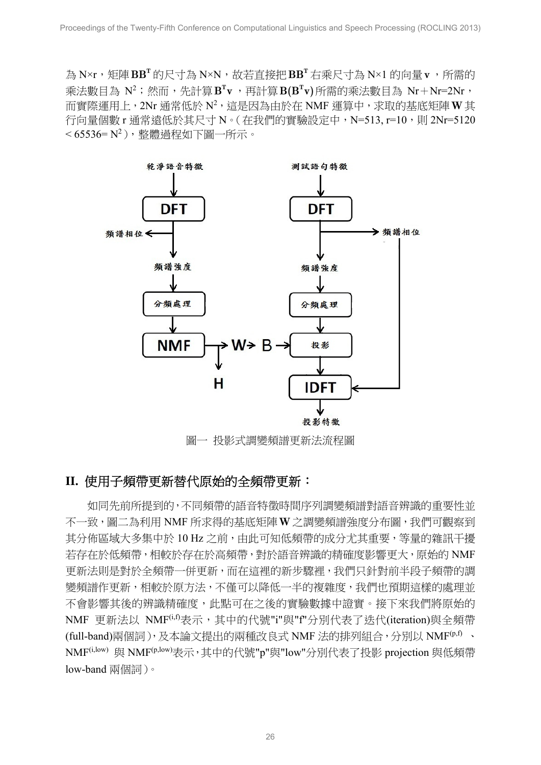為 N×r，矩陣 $\mathbf{B}\mathbf{B}^{\mathrm{T}}$ 的尺寸為 N×N，故若直接把 $\mathbf{B}\mathbf{B}^{\mathrm{T}}$ 右乘尺寸為 N×1 的向量 $\mathbf{v}$，所需的乘法數目為 $N^2$；然而，先計算 $\mathbf{B}^{\mathrm{T}}\mathbf{v}$，再計算 $\mathbf{B}(\mathbf{B}^{\mathrm{T}}\mathbf{v})$ 所需的乘法數目為 Nr＋Nr=2Nr，而實際運用上，2Nr 通常低於 $N^2$，這是因為由於在 NMF 運算中，求取的基底矩陣 $\mathbf{W}$ 其行向量個數 r 通常遠低於其尺寸 N。(在我們的實驗設定中，N=513, r=10，則 2Nr=5120 < 65536= $N^2$)，整體過程如下圖一所示。

圖一 投影式調變頻譜更新法流程圖

## II. 使用子頻帶更新替代原始的全頻帶更新：

如同先前所提到的，不同頻帶的語音特徵時間序列調變頻譜對語音辨識的重要性並不一致，圖二為利用 NMF 所求得的基底矩陣 $\mathbf{W}$ 之調變頻譜強度分布圖，我們可觀察到其分佈區域大多集中於 10 Hz 之前，由此可知低頻帶的成分尤其重要，等量的雜訊干擾若存在於低頻帶，相較於存在於高頻帶，對於語音辨識的精確度影響更大，原始的 NMF 更新法則是對於全頻帶一併更新，而在這裡的新步驟裡，我們只針對前半段子頻帶的調變頻譜作更新，相較於原方法，不僅可以降低一半的複雜度，我們也預期這樣的處理並不會影響其後的辨識精確度，此點可在之後的實驗數據中證實。接下來我們將原始的 NMF 更新法以 $\mathrm{NMF}^{(i,f)}$表示，其中的代號"i"與"f"分別代表了迭代(iteration)與全頻帶(full-band)兩個詞)，及本論文提出的兩種改良式 NMF 法的排列組合，分別以 $\mathrm{NMF}^{(p,f)}$ 、$\mathrm{NMF}^{(i,low)}$ 與 $\mathrm{NMF}^{(p,low)}$表示，其中的代號"p"與"low"分別代表了投影 projection 與低頻帶 low-band 兩個詞)。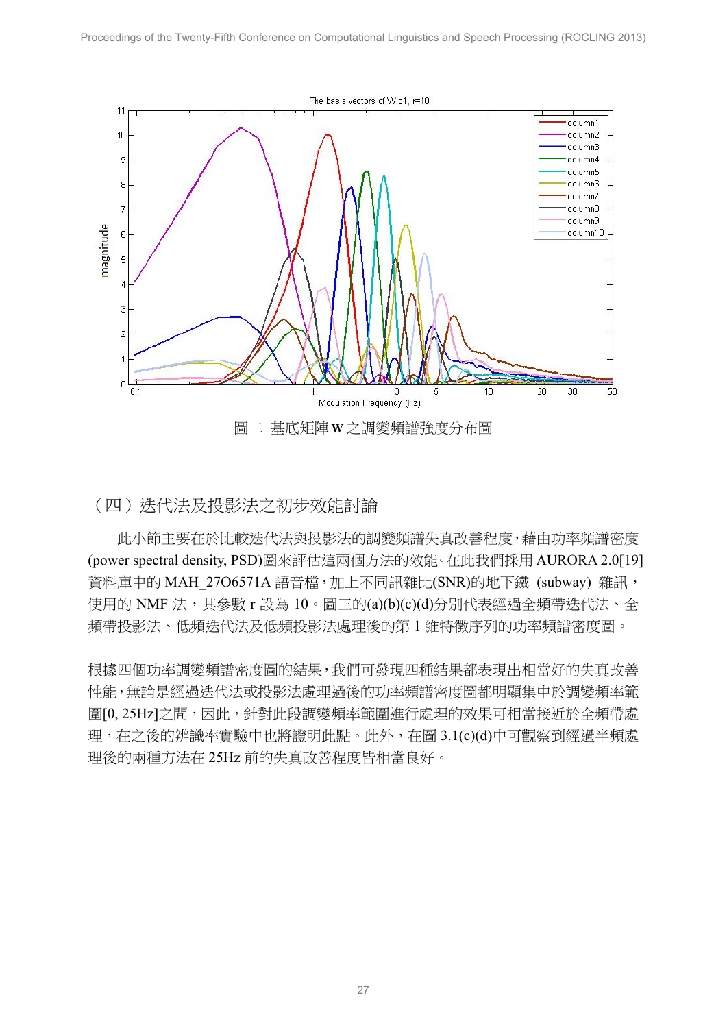圖二 基底矩陣 W 之調變頻譜強度分布圖

## （四）迭代法及投影法之初步效能討論

此小節主要在於比較迭代法與投影法的調變頻譜失真改善程度，藉由功率頻譜密度 (power spectral density, PSD)圖來評估這兩個方法的效能。在此我們採用 AURORA 2.0[19] 資料庫中的 MAH_27O6571A 語音檔，加上不同訊雜比(SNR)的地下鐵 (subway) 雜訊，使用的 NMF 法，其參數 r 設為 10。圖三的(a)(b)(c)(d)分別代表經過全頻帶迭代法、全頻帶投影法、低頻迭代法及低頻投影法處理後的第 1 維特徵序列的功率頻譜密度圖。

根據四個功率調變頻譜密度圖的結果，我們可發現四種結果都表現出相當好的失真改善性能，無論是經過迭代法或投影法處理過後的功率頻譜密度圖都明顯集中於調變頻率範圍[0, 25Hz]之間，因此，針對此段調變頻率範圍進行處理的效果可相當接近於全頻帶處理，在之後的辨識率實驗中也將證明此點。此外，在圖 3.1(c)(d)中可觀察到經過半頻處理後的兩種方法在 25Hz 前的失真改善程度皆相當良好。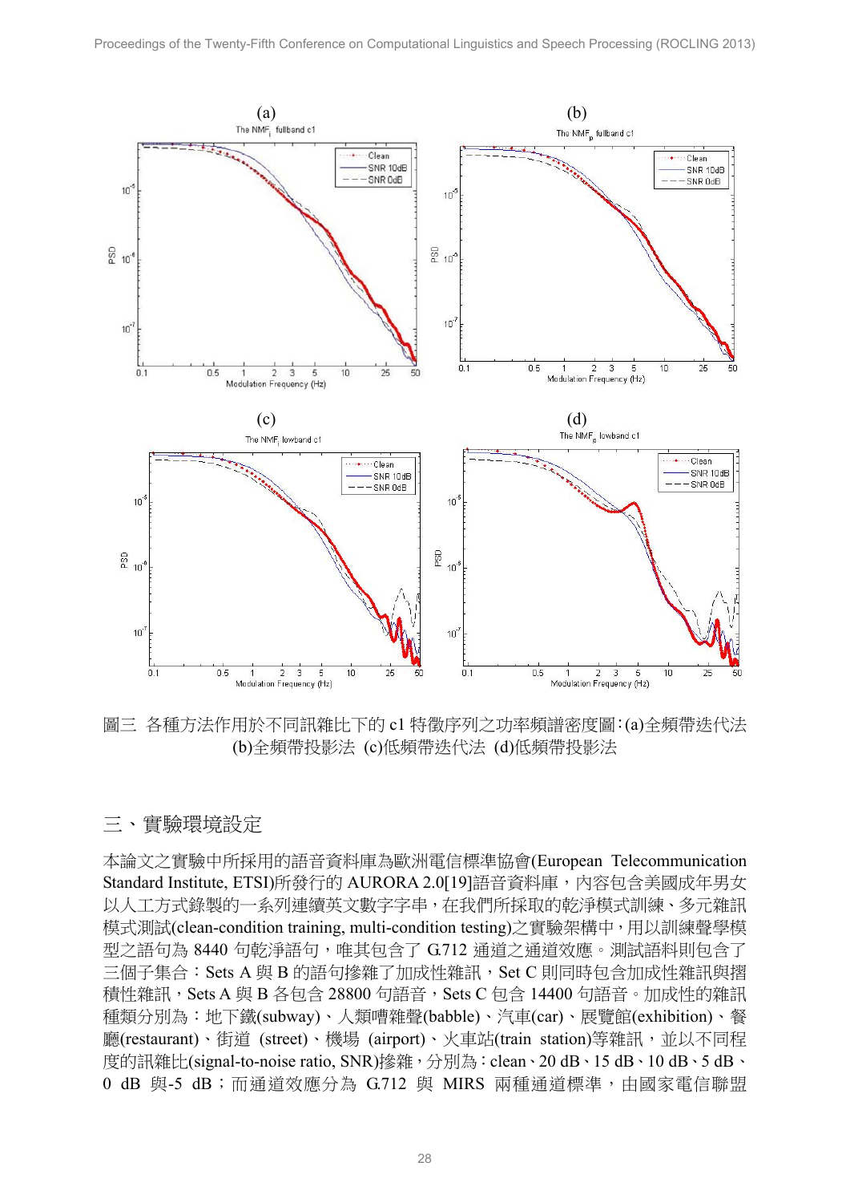圖三 各種方法作用於不同訊雜比下的 c1 特徵序列之功率頻譜密度圖：(a)全頻帶迭代法 (b)全頻帶投影法 (c)低頻帶迭代法 (d)低頻帶投影法

## 三、實驗環境設定

本論文之實驗中所採用的語音資料庫為歐洲電信標準協會(European Telecommunication Standard Institute, ETSI)所發行的 AURORA 2.0[19]語音資料庫，內容包含美國成年男女以人工方式錄製的一系列連續英文數字字串，在我們所採取的乾淨模式訓練、多元雜訊模式測試(clean-condition training, multi-condition testing)之實驗架構中，用以訓練聲學模型之語句為 8440 句乾淨語句，唯其包含了 G.712 通道之通道效應。測試語料則包含了三個子集合：Sets A 與 B 的語句摻雜了加成性雜訊，Set C 則同時包含加成性雜訊與摺積性雜訊，Sets A 與 B 各包含 28800 句語音，Sets C 包含 14400 句語音。加成性的雜訊種類分別為：地下鐵(subway)、人類嘈雜聲(babble)、汽車(car)、展覽館(exhibition)、餐廳(restaurant)、街道 (street)、機場 (airport)、火車站(train station)等雜訊，並以不同程度的訊雜比(signal-to-noise ratio, SNR)摻雜，分別為：clean、20 dB、15 dB、10 dB、5 dB、0 dB 與-5 dB；而通道效應分為 G.712 與 MIRS 兩種通道標準，由國家電信聯盟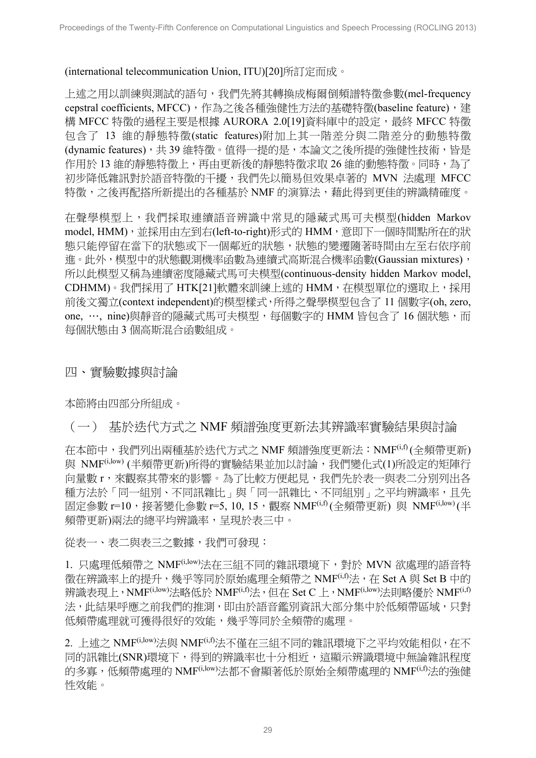(international telecommunication Union, ITU)[20]所訂定而成。

上述之用以訓練與測試的語句，我們先將其轉換成梅爾倒頻譜特徵參數(mel-frequency cepstral coefficients, MFCC)，作為之後各種強健性方法的基礎特徵(baseline feature)，建構 MFCC 特徵的過程主要是根據 AURORA 2.0[19]資料庫中的設定，最終 MFCC 特徵包含了 13 維的靜態特徵(static features)附加上其一階差分與二階差分的動態特徵(dynamic features)，共 39 維特徵。值得一提的是，本論文之後所提的強健性技術，皆是作用於 13 維的靜態特徵上，再由更新後的靜態特徵求取 26 維的動態特徵。同時，為了初步降低雜訊對於語音特徵的干擾，我們先以簡易但效果卓著的 MVN 法處理 MFCC 特徵，之後再配搭所新提出的各種基於 NMF 的演算法，藉此得到更佳的辨識精確度。

在聲學模型上，我們採取連續語音辨識中常見的隱藏式馬可夫模型(hidden Markov model, HMM)，並採用由左到右(left-to-right)形式的 HMM，意即下一個時間點所在的狀態只能停留在當下的狀態或下一個鄰近的狀態，狀態的變遷隨著時間由左至右依序前進。此外，模型中的狀態觀測機率函數為連續式高斯混合機率函數(Gaussian mixtures)，所以此模型又稱為連續密度隱藏式馬可夫模型(continuous-density hidden Markov model, CDHMM)。我們採用了 HTK[21]軟體來訓練上述的 HMM，在模型單位的選取上，採用前後文獨立(context independent)的模型樣式，所得之聲學模型包含了 11 個數字(oh, zero, one, …, nine)與靜音的隱藏式馬可夫模型，每個數字的 HMM 皆包含了 16 個狀態，而每個狀態由 3 個高斯混合函數組成。

## 四、實驗數據與討論

本節將由四部分所組成。

### （一） 基於迭代方式之 NMF 頻譜強度更新法其辨識率實驗結果與討論

在本節中，我們列出兩種基於迭代方式之 NMF 頻譜強度更新法：$NMF^{(i,f)}$(全頻帶更新)與 $NMF^{(i,low)}$ (半頻帶更新)所得的實驗結果並加以討論，我們變化式(1)所設定的矩陣行向量數 r，來觀察其帶來的影響。為了比較方便起見，我們先於表一與表二分別列出各種方法於「同一組別、不同訊雜比」與「同一訊雜比、不同組別」之平均辨識率，且先固定參數 r=10，接著變化參數 r=5, 10, 15，觀察 $NMF^{(i,f)}$(全頻帶更新) 與 $NMF^{(i,low)}$(半頻帶更新)兩法的總平均辨識率，呈現於表三中。

從表一、表二與表三之數據，我們可發現：

1. 只處理低頻帶之 $NMF^{(i,low)}$法在三組不同的雜訊環境下，對於 MVN 欲處理的語音特徵在辨識率上的提升，幾乎等同於原始處理全頻帶之 $NMF^{(i,f)}$法，在 Set A 與 Set B 中的辨識表現上，$NMF^{(i,low)}$法略低於 $NMF^{(i,f)}$法，但在 Set C 上，$NMF^{(i,low)}$法則略優於 $NMF^{(i,f)}$法，此結果呼應之前我們的推測，即由於語音鑑別資訊大部分集中於低頻帶區域，只對低頻帶處理就可獲得很好的效能，幾乎等同於全頻帶的處理。

2. 上述之 $NMF^{(i,low)}$法與 $NMF^{(i,f)}$法不僅在三組不同的雜訊環境下之平均效能相似，在不同的訊雜比(SNR)環境下，得到的辨識率也十分相近，這顯示辨識環境中無論雜訊程度的多寡，低頻帶處理的 $NMF^{(i,low)}$法都不會顯著低於原始全頻帶處理的 $NMF^{(i,f)}$法的強健性效能。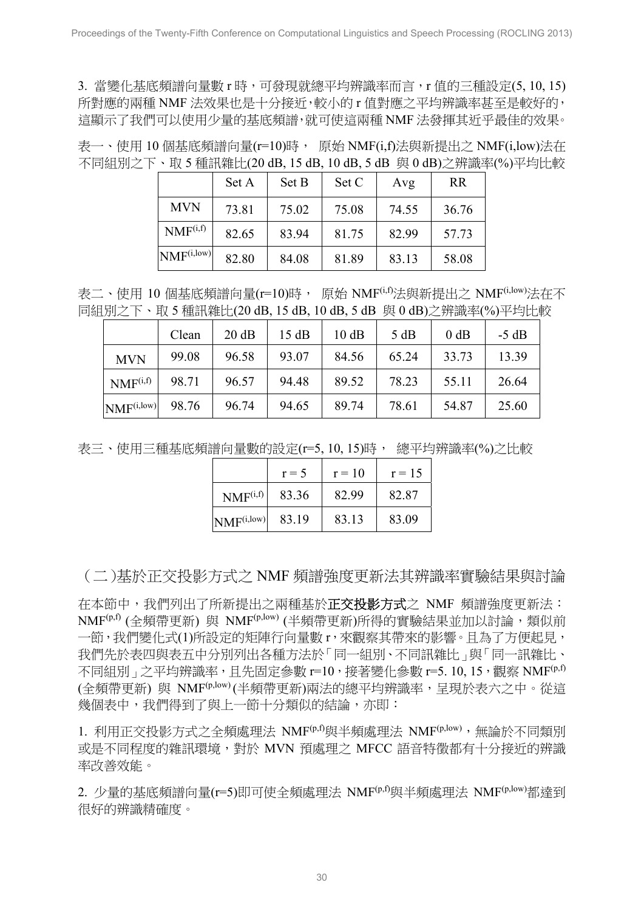3. 當變化基底頻譜向量數 r 時，可發現就總平均辨識率而言，r 值的三種設定(5, 10, 15)所對應的兩種 NMF 法效果也是十分接近，較小的 r 值對應之平均辨識率甚至是較好的，這顯示了我們可以使用少量的基底頻譜，就可使這兩種 NMF 法發揮其近乎最佳的效果。

表一、使用 10 個基底頻譜向量(r=10)時， 原始 NMF(i,f)法與新提出之 NMF(i,low)法在不同組別之下、取 5 種訊雜比(20 dB, 15 dB, 10 dB, 5 dB 與 0 dB)之辨識率(%)平均比較

| | Set A | Set B | Set C | Avg | RR |
|---|---|---|---|---|---|
| MVN | 73.81 | 75.02 | 75.08 | 74.55 | 36.76 |
| $NMF^{(i,f)}$ | 82.65 | 83.94 | 81.75 | 82.99 | 57.73 |
| $NMF^{(i,low)}$ | 82.80 | 84.08 | 81.89 | 83.13 | 58.08 |

表二、使用 10 個基底頻譜向量(r=10)時， 原始 $NMF^{(i,f)}$法與新提出之 $NMF^{(i,low)}$法在不同組別之下、取 5 種訊雜比(20 dB, 15 dB, 10 dB, 5 dB 與 0 dB)之辨識率(%)平均比較

| | Clean | 20 dB | 15 dB | 10 dB | 5 dB | 0 dB | -5 dB |
|---|---|---|---|---|---|---|---|
| MVN | 99.08 | 96.58 | 93.07 | 84.56 | 65.24 | 33.73 | 13.39 |
| $NMF^{(i,f)}$ | 98.71 | 96.57 | 94.48 | 89.52 | 78.23 | 55.11 | 26.64 |
| $NMF^{(i,low)}$ | 98.76 | 96.74 | 94.65 | 89.74 | 78.61 | 54.87 | 25.60 |

表三、使用三種基底頻譜向量數的設定(r=5, 10, 15)時， 總平均辨識率(%)之比較

| | r = 5 | r = 10 | r = 15 |
|---|---|---|---|
| $NMF^{(i,f)}$ | 83.36 | 82.99 | 82.87 |
| $NMF^{(i,low)}$ | 83.19 | 83.13 | 83.09 |

## （二）基於正交投影方式之 NMF 頻譜強度更新法其辨識率實驗結果與討論

在本節中，我們列出了所新提出之兩種基於**正交投影方式**之 NMF 頻譜強度更新法：$NMF^{(p,f)}$ (全頻帶更新) 與 $NMF^{(p,low)}$ (半頻帶更新)所得的實驗結果並加以討論，類似前一節，我們變化式(1)所設定的矩陣行向量數 r，來觀察其帶來的影響。且為了方便起見，我們先於表四與表五中分別列出各種方法於「同一組別、不同訊雜比」與「同一訊雜比、不同組別」之平均辨識率，且先固定參數 r=10，接著變化參數 r=5. 10, 15，觀察 $NMF^{(p,f)}$ (全頻帶更新) 與 $NMF^{(p,low)}$ (半頻帶更新)兩法的總平均辨識率，呈現於表六之中。從這幾個表中，我們得到了與上一節十分類似的結論，亦即：

1. 利用正交投影方式之全頻處理法 $NMF^{(p,f)}$與半頻處理法 $NMF^{(p,low)}$，無論於不同類別或是不同程度的雜訊環境，對於 MVN 預處理之 MFCC 語音特徵都有十分接近的辨識率改善效能。

2. 少量的基底頻譜向量(r=5)即可使全頻處理法 $NMF^{(p,f)}$與半頻處理法 $NMF^{(p,low)}$都達到很好的辨識精確度。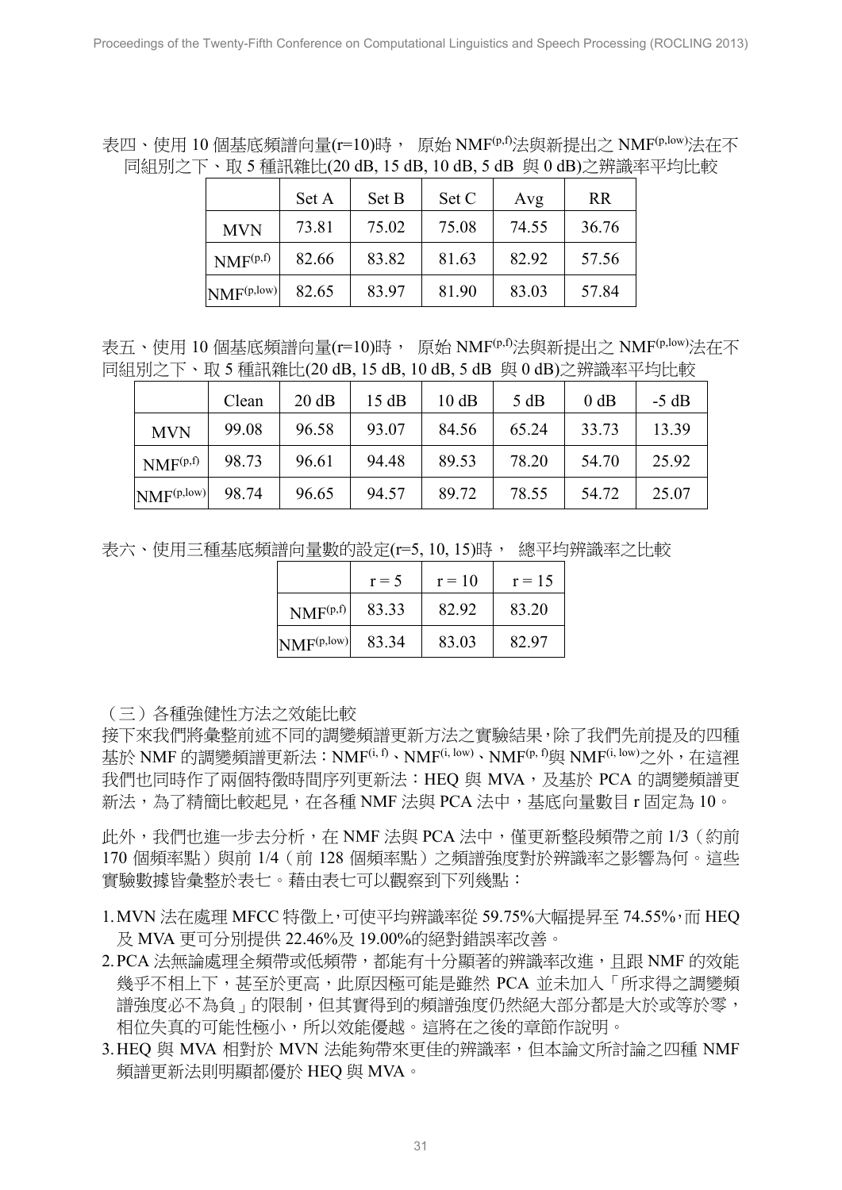表四、使用 10 個基底頻譜向量(r=10)時， 原始 $NMF^{(p,f)}$法與新提出之 $NMF^{(p,low)}$法在不同組別之下、取 5 種訊雜比(20 dB, 15 dB, 10 dB, 5 dB 與 0 dB)之辨識率平均比較

| | Set A | Set B | Set C | Avg | RR |
|---|---|---|---|---|---|
| MVN | 73.81 | 75.02 | 75.08 | 74.55 | 36.76 |
| $NMF^{(p,f)}$ | 82.66 | 83.82 | 81.63 | 82.92 | 57.56 |
| $NMF^{(p,low)}$ | 82.65 | 83.97 | 81.90 | 83.03 | 57.84 |

表五、使用 10 個基底頻譜向量(r=10)時， 原始 $NMF^{(p,f)}$法與新提出之 $NMF^{(p,low)}$法在不同組別之下、取 5 種訊雜比(20 dB, 15 dB, 10 dB, 5 dB 與 0 dB)之辨識率平均比較

| | Clean | 20 dB | 15 dB | 10 dB | 5 dB | 0 dB | -5 dB |
|---|---|---|---|---|---|---|---|
| MVN | 99.08 | 96.58 | 93.07 | 84.56 | 65.24 | 33.73 | 13.39 |
| $NMF^{(p,f)}$ | 98.73 | 96.61 | 94.48 | 89.53 | 78.20 | 54.70 | 25.92 |
| $NMF^{(p,low)}$ | 98.74 | 96.65 | 94.57 | 89.72 | 78.55 | 54.72 | 25.07 |

表六、使用三種基底頻譜向量數的設定(r=5, 10, 15)時， 總平均辨識率之比較

| | r = 5 | r = 10 | r = 15 |
|---|---|---|---|
| $NMF^{(p,f)}$ | 83.33 | 82.92 | 83.20 |
| $NMF^{(p,low)}$ | 83.34 | 83.03 | 82.97 |

（三）各種強健性方法之效能比較

接下來我們將彙整前述不同的調變頻譜更新方法之實驗結果，除了我們先前提及的四種基於 NMF 的調變頻譜更新法：$NMF^{(i,f)}$、$NMF^{(i,low)}$、$NMF^{(p,f)}$與 $NMF^{(i,low)}$之外，在這裡我們也同時作了兩個特徵時間序列更新法：HEQ 與 MVA，及基於 PCA 的調變頻譜更新法，為了精簡比較起見，在各種 NMF 法與 PCA 法中，基底向量數目 r 固定為 10。

此外，我們也進一步去分析，在 NMF 法與 PCA 法中，僅更新整段頻帶之前 1/3（約前 170 個頻率點）與前 1/4（前 128 個頻率點）之頻譜強度對於辨識率之影響為何。這些實驗數據皆彙整於表七。藉由表七可以觀察到下列幾點：

1. MVN 法在處理 MFCC 特徵上，可使平均辨識率從 59.75%大幅提昇至 74.55%，而 HEQ 及 MVA 更可分別提供 22.46%及 19.00%的絕對錯誤率改善。
2. PCA 法無論處理全頻帶或低頻帶，都能有十分顯著的辨識率改進，且跟 NMF 的效能幾乎不相上下，甚至於更高，此原因極可能是雖然 PCA 並未加入「所求得之調變頻譜強度必不為負」的限制，但其實得到的頻譜強度仍然絕大部分都是大於或等於零，相位失真的可能性極小，所以效能優越。這將在之後的章節作說明。
3. HEQ 與 MVA 相對於 MVN 法能夠帶來更佳的辨識率，但本論文所討論之四種 NMF 頻譜更新法則明顯都優於 HEQ 與 MVA。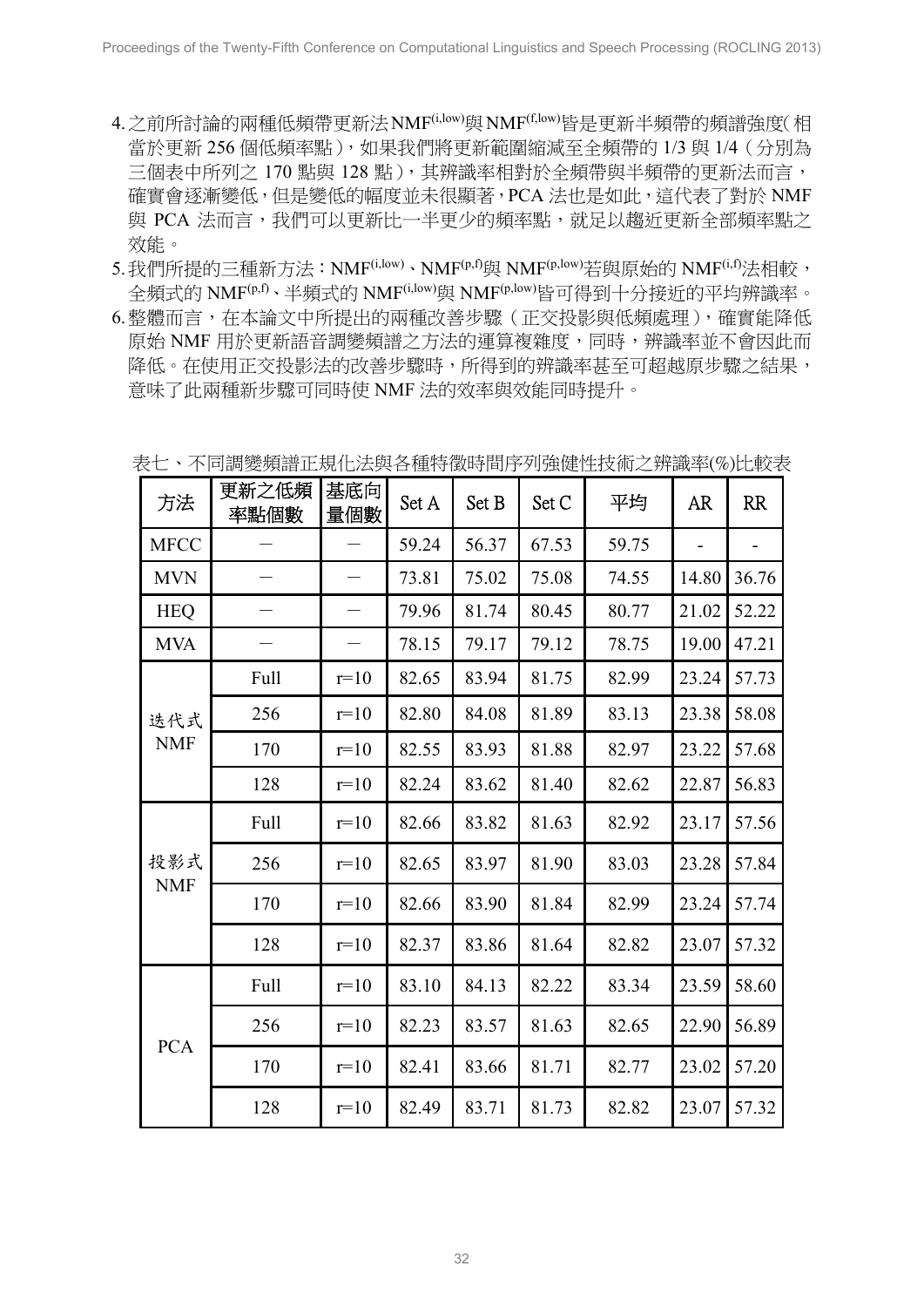4. 之前所討論的兩種低頻帶更新法$NMF^{(i,low)}$與$NMF^{(f,low)}$皆是更新半頻帶的頻譜強度(相當於更新 256 個低頻率點)，如果我們將更新範圍縮減至全頻帶的 1/3 與 1/4（分別為三個表中所列之 170 點與 128 點），其辨識率相對於全頻帶與半頻帶的更新法而言，確實會逐漸變低，但是變低的幅度並未很顯著，PCA 法也是如此，這代表了對於 NMF 與 PCA 法而言，我們可以更新比一半更少的頻率點，就足以趨近更新全部頻率點之效能。
5. 我們所提的三種新方法：$NMF^{(i,low)}$、$NMF^{(p,f)}$與 $NMF^{(p,low)}$若與原始的 $NMF^{(i,f)}$法相較，全頻式的 $NMF^{(p,f)}$、半頻式的 $NMF^{(i,low)}$與 $NMF^{(p,low)}$皆可得到十分接近的平均辨識率。
6. 整體而言，在本論文中所提出的兩種改善步驟（正交投影與低頻處理），確實能降低原始 NMF 用於更新語音調變頻譜之方法的運算複雜度，同時，辨識率並不會因此而降低。在使用正交投影法的改善步驟時，所得到的辨識率甚至可超越原步驟之結果，意味了此兩種新步驟可同時使 NMF 法的效率與效能同時提升。

表七、不同調變頻譜正規化法與各種特徵時間序列強健性技術之辨識率(%)比較表

| 方法 | 更新之低頻率點個數 | 基底向量個數 | Set A | Set B | Set C | 平均 | AR | RR |
|---|---|---|---|---|---|---|---|---|
| MFCC | — | — | 59.24 | 56.37 | 67.53 | 59.75 | - | - |
| MVN | — | — | 73.81 | 75.02 | 75.08 | 74.55 | 14.80 | 36.76 |
| HEQ | — | — | 79.96 | 81.74 | 80.45 | 80.77 | 21.02 | 52.22 |
| MVA | — | — | 78.15 | 79.17 | 79.12 | 78.75 | 19.00 | 47.21 |
| 迭代式 NMF | Full | r=10 | 82.65 | 83.94 | 81.75 | 82.99 | 23.24 | 57.73 |
| | 256 | r=10 | 82.80 | 84.08 | 81.89 | 83.13 | 23.38 | 58.08 |
| | 170 | r=10 | 82.55 | 83.93 | 81.88 | 82.97 | 23.22 | 57.68 |
| | 128 | r=10 | 82.24 | 83.62 | 81.40 | 82.62 | 22.87 | 56.83 |
| 投影式 NMF | Full | r=10 | 82.66 | 83.82 | 81.63 | 82.92 | 23.17 | 57.56 |
| | 256 | r=10 | 82.65 | 83.97 | 81.90 | 83.03 | 23.28 | 57.84 |
| | 170 | r=10 | 82.66 | 83.90 | 81.84 | 82.99 | 23.24 | 57.74 |
| | 128 | r=10 | 82.37 | 83.86 | 81.64 | 82.82 | 23.07 | 57.32 |
| PCA | Full | r=10 | 83.10 | 84.13 | 82.22 | 83.34 | 23.59 | 58.60 |
| | 256 | r=10 | 82.23 | 83.57 | 81.63 | 82.65 | 22.90 | 56.89 |
| | 170 | r=10 | 82.41 | 83.66 | 81.71 | 82.77 | 23.02 | 57.20 |
| | 128 | r=10 | 82.49 | 83.71 | 81.73 | 82.82 | 23.07 | 57.32 |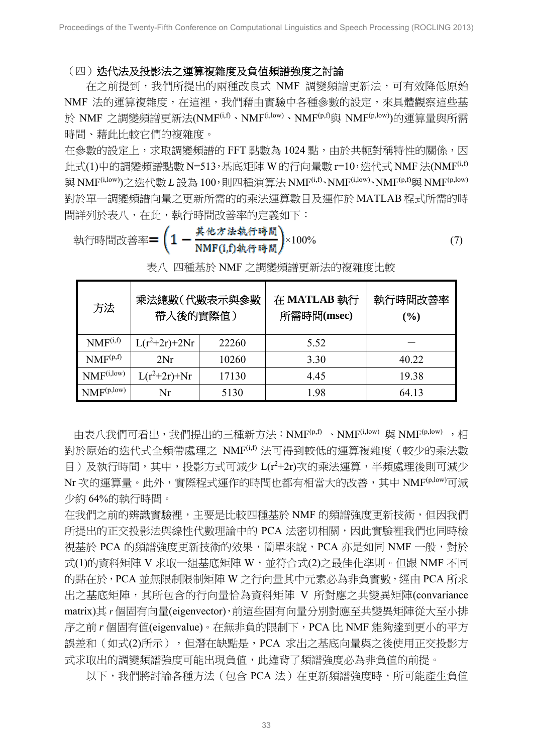### （四）迭代法及投影法之運算複雜度及負值頻譜強度之討論

在之前提到，我們所提出的兩種改良式 NMF 調變頻譜更新法，可有效降低原始 NMF 法的運算複雜度，在這裡，我們藉由實驗中各種參數的設定，來具體觀察這些基於 NMF 之調變頻譜更新法($NMF^{(i,f)}$、$NMF^{(i,low)}$、$NMF^{(p,f)}$與 $NMF^{(p,low)}$)的運算量與所需時間、藉此比較它們的複雜度。

在參數的設定上，求取調變頻譜的 FFT 點數為 1024 點，由於共軛對稱特性的關係，因此式(1)中的調變頻譜點數 N=513，基底矩陣 W 的行向量數 r=10，迭代式 NMF 法($NMF^{(i,f)}$與 $NMF^{(i,low)}$)之迭代數 $L$ 設為 100，則四種演算法 $NMF^{(i,f)}$、$NMF^{(i,low)}$、$NMF^{(p,f)}$與 $NMF^{(p,low)}$對於單一調變頻譜向量之更新所需的的乘法運算數目及運作於 MATLAB 程式所需的時間詳列於表八，在此，執行時間改善率的定義如下：

$$\text{執行時間改善率} = \left(1 - \frac{\text{其他方法執行時間}}{\text{NMF(i,f)執行時間}}\right) \times 100\% \quad (7)$$

表八 四種基於 NMF 之調變頻譜更新法的複雜度比較

| 方法 | 乘法總數(代數表示與參數帶入後的實際值) | | 在 MATLAB 執行所需時間(msec) | 執行時間改善率(%) |
|---|---|---|---|---|
| $NMF^{(i,f)}$ | $L(r^2+2r)+2Nr$ | 22260 | 5.52 | — |
| $NMF^{(p,f)}$ | $2Nr$ | 10260 | 3.30 | 40.22 |
| $NMF^{(i,low)}$ | $L(r^2+2r)+Nr$ | 17130 | 4.45 | 19.38 |
| $NMF^{(p,low)}$ | $Nr$ | 5130 | 1.98 | 64.13 |

由表八我們可看出，我們提出的三種新方法：$NMF^{(p,f)}$ 、$NMF^{(i,low)}$ 與 $NMF^{(p,low)}$ ，相對於原始的迭代式全頻帶處理之 $NMF^{(i,f)}$ 法可得到較低的運算複雜度（較少的乘法數目）及執行時間，其中，投影方式可減少 $L(r^2+2r)$次的乘法運算，半頻處理後則可減少 Nr 次的運算量。此外，實際程式運作的時間也都有相當大的改善，其中 $NMF^{(p,low)}$可減少約 64%的執行時間。

在我們之前的辨識實驗裡，主要是比較四種基於 NMF 的頻譜強度更新技術，但因我們所提出的正交投影法與線性代數理論中的 PCA 法密切相關，因此實驗裡我們也同時檢視基於 PCA 的頻譜強度更新技術的效果，簡單來說，PCA 亦是如同 NMF 一般，對於式(1)的資料矩陣 V 求取一組基底矩陣 W，並符合式(2)之最佳化準則。但跟 NMF 不同的點在於，PCA 並無限制限制矩陣 W 之行向量其中元素必為非負實數，經由 PCA 所求出之基底矩陣，其所包含的行向量恰為資料矩陣 V 所對應之共變異矩陣(convariance matrix)其 $r$ 個固有向量(eigenvector)，前這些固有向量分別對應至共變異矩陣從大至小排序之前 $r$ 個固有值(eigenvalue)。在無非負的限制下，PCA 比 NMF 能夠達到更小的平方誤差和（如式(2)所示），但潛在缺點是，PCA 求出之基底向量與之後使用正交投影方式求取出的調變頻譜強度可能出現負值，此違背了頻譜強度必為非負值的前提。

以下，我們將討論各種方法（包含 PCA 法）在更新頻譜強度時，所可能產生負值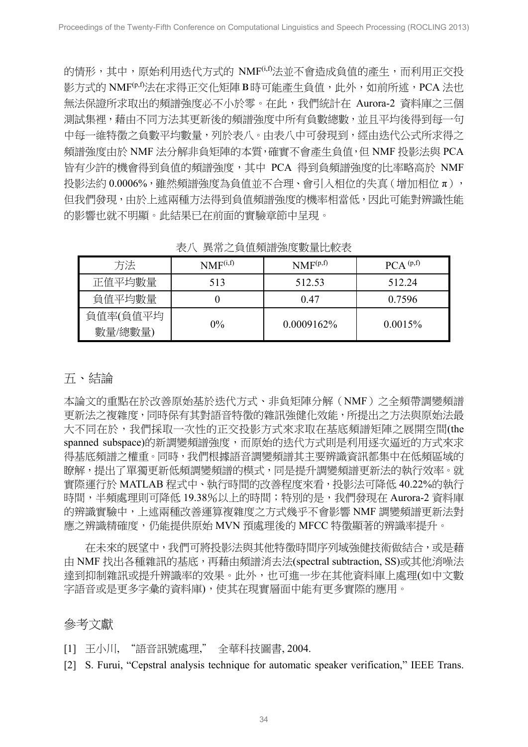的情形，其中，原始利用迭代方式的 $NMF^{(i,f)}$法並不會造成負值的產生，而利用正交投影方式的 $NMF^{(p,f)}$法在求得正交化矩陣 B 時可能產生負值，此外，如前所述，PCA 法也無法保證所求取出的頻譜強度必不小於零。在此，我們統計在 Aurora-2 資料庫之三個測試集裡，藉由不同方法其更新後的頻譜強度中所有負數總數，並且平均後得到每一句中每一維特徵之負數平均數量，列於表八。由表八中可發現到，經由迭代公式所求得之頻譜強度由於 NMF 法分解非負矩陣的本質，確實不會產生負值，但 NMF 投影法與 PCA 皆有少許的機會得到負值的頻譜強度，其中 PCA 得到負頻譜強度的比率略高於 NMF 投影法約 0.0006%，雖然頻譜強度為負值並不合理、會引入相位的失真（增加相位 π），但我們發現，由於上述兩種方法得到負值頻譜強度的機率相當低，因此可能對辨識性能的影響也就不明顯。此結果已在前面的實驗章節中呈現。

表八 異常之負值頻譜強度數量比較表

| 方法 | $NMF^{(i,f)}$ | $NMF^{(p,f)}$ | $PCA^{(p,f)}$ |
|---|---|---|---|
| 正值平均數量 | 513 | 512.53 | 512.24 |
| 負值平均數量 | 0 | 0.47 | 0.7596 |
| 負值率(負值平均數量/總數量) | 0% | 0.0009162% | 0.0015% |

## 五、結論

本論文的重點在於改善原始基於迭代方式、非負矩陣分解（NMF）之全頻帶調變頻譜更新法之複雜度，同時保有其對語音特徵的雜訊強健化效能，所提出之方法與原始法最大不同在於，我們採取一次性的正交投影方式來求取在基底頻譜矩陣之展開空間(the spanned subspace)的新調變頻譜強度，而原始的迭代方式則是利用逐次逼近的方式來求得基底頻譜之權重。同時，我們根據語音調變頻譜其主要辨識資訊都集中在低頻區域的瞭解，提出了單獨更新低頻調變頻譜的模式，同是提升調變頻譜更新法的執行效率。就實際運行於 MATLAB 程式中、執行時間的改善程度來看，投影法可降低 40.22%的執行時間，半頻處理則可降低 19.38%以上的時間；特別的是，我們發現在 Aurora-2 資料庫的辨識實驗中，上述兩種改善運算複雜度之方式幾乎不會影響 NMF 調變頻譜更新法對應之辨識精確度，仍能提供原始 MVN 預處理後的 MFCC 特徵顯著的辨識率提升。

在未來的展望中，我們可將投影法與其他特徵時間序列域強健技術做結合，或是藉由 NMF 找出各種雜訊的基底，再藉由頻譜消去法(spectral subtraction, SS)或其他消噪法達到抑制雜訊或提升辨識率的效果。此外，也可進一步在其他資料庫上處理(如中文數字語音或是更多字彙的資料庫)，使其在現實層面中能有更多實際的應用。

## 參考文獻

[1] 王小川, "語音訊號處理," 全華科技圖書, 2004.

[2] S. Furui, "Cepstral analysis technique for automatic speaker verification," IEEE Trans.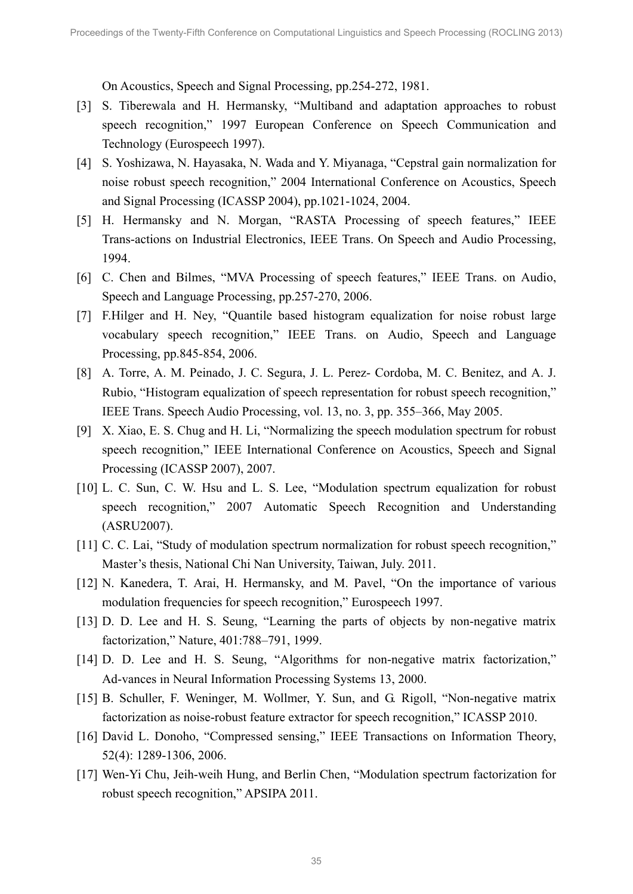On Acoustics, Speech and Signal Processing, pp.254-272, 1981.

[3] S. Tiberewala and H. Hermansky, "Multiband and adaptation approaches to robust speech recognition," 1997 European Conference on Speech Communication and Technology (Eurospeech 1997).

[4] S. Yoshizawa, N. Hayasaka, N. Wada and Y. Miyanaga, "Cepstral gain normalization for noise robust speech recognition," 2004 International Conference on Acoustics, Speech and Signal Processing (ICASSP 2004), pp.1021-1024, 2004.

[5] H. Hermansky and N. Morgan, "RASTA Processing of speech features," IEEE Trans-actions on Industrial Electronics, IEEE Trans. On Speech and Audio Processing, 1994.

[6] C. Chen and Bilmes, "MVA Processing of speech features," IEEE Trans. on Audio, Speech and Language Processing, pp.257-270, 2006.

[7] F.Hilger and H. Ney, "Quantile based histogram equalization for noise robust large vocabulary speech recognition," IEEE Trans. on Audio, Speech and Language Processing, pp.845-854, 2006.

[8] A. Torre, A. M. Peinado, J. C. Segura, J. L. Perez- Cordoba, M. C. Benitez, and A. J. Rubio, "Histogram equalization of speech representation for robust speech recognition," IEEE Trans. Speech Audio Processing, vol. 13, no. 3, pp. 355–366, May 2005.

[9] X. Xiao, E. S. Chug and H. Li, "Normalizing the speech modulation spectrum for robust speech recognition," IEEE International Conference on Acoustics, Speech and Signal Processing (ICASSP 2007), 2007.

[10] L. C. Sun, C. W. Hsu and L. S. Lee, "Modulation spectrum equalization for robust speech recognition," 2007 Automatic Speech Recognition and Understanding (ASRU2007).

[11] C. C. Lai, "Study of modulation spectrum normalization for robust speech recognition," Master's thesis, National Chi Nan University, Taiwan, July. 2011.

[12] N. Kanedera, T. Arai, H. Hermansky, and M. Pavel, "On the importance of various modulation frequencies for speech recognition," Eurospeech 1997.

[13] D. D. Lee and H. S. Seung, "Learning the parts of objects by non-negative matrix factorization," Nature, 401:788–791, 1999.

[14] D. D. Lee and H. S. Seung, "Algorithms for non-negative matrix factorization," Ad-vances in Neural Information Processing Systems 13, 2000.

[15] B. Schuller, F. Weninger, M. Wollmer, Y. Sun, and G. Rigoll, "Non-negative matrix factorization as noise-robust feature extractor for speech recognition," ICASSP 2010.

[16] David L. Donoho, "Compressed sensing," IEEE Transactions on Information Theory, 52(4): 1289-1306, 2006.

[17] Wen-Yi Chu, Jeih-weih Hung, and Berlin Chen, "Modulation spectrum factorization for robust speech recognition," APSIPA 2011.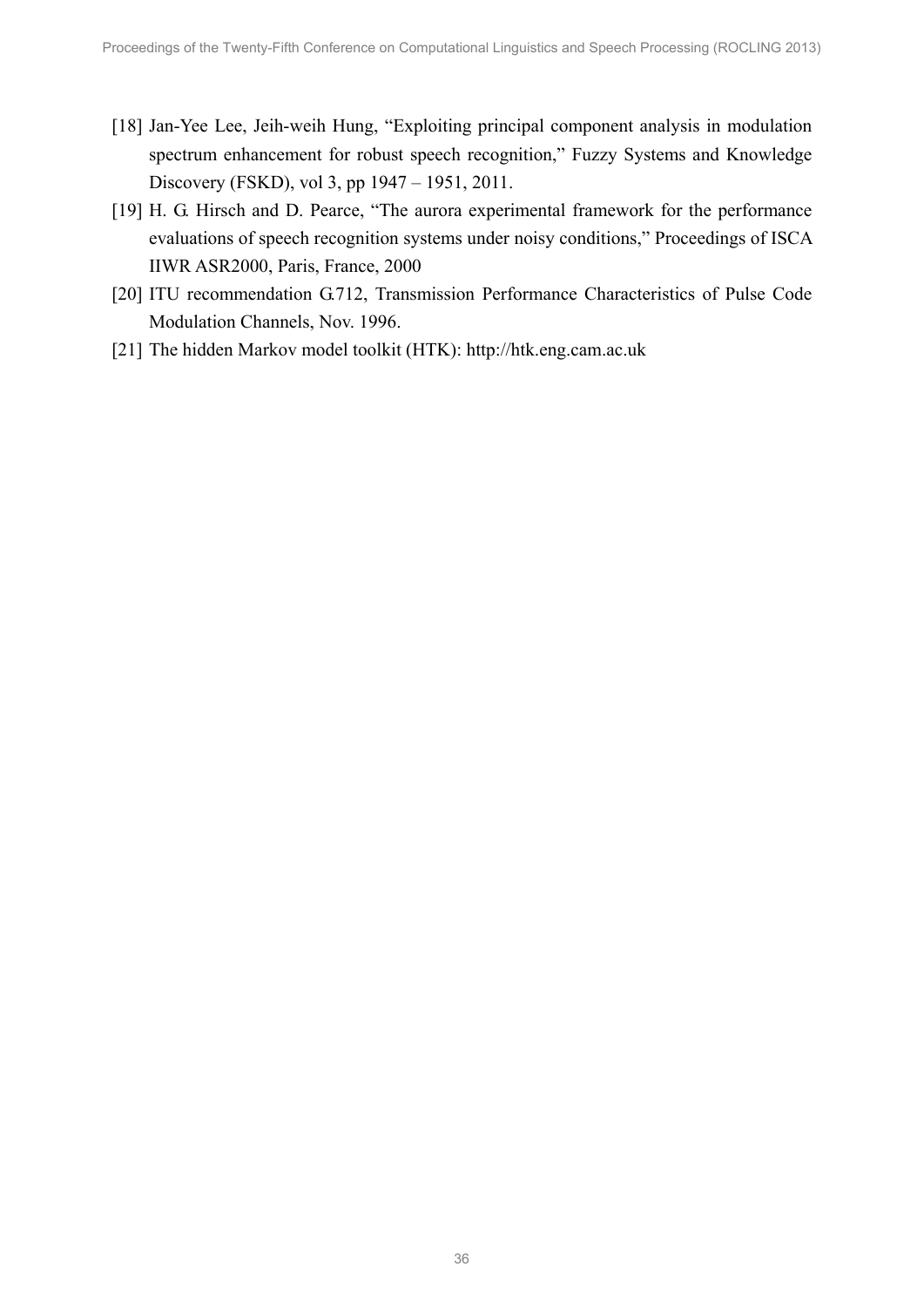[18] Jan-Yee Lee, Jeih-weih Hung, "Exploiting principal component analysis in modulation spectrum enhancement for robust speech recognition," Fuzzy Systems and Knowledge Discovery (FSKD), vol 3, pp 1947 – 1951, 2011.

[19] H. G. Hirsch and D. Pearce, "The aurora experimental framework for the performance evaluations of speech recognition systems under noisy conditions," Proceedings of ISCA IIWR ASR2000, Paris, France, 2000

[20] ITU recommendation G.712, Transmission Performance Characteristics of Pulse Code Modulation Channels, Nov. 1996.

[21] The hidden Markov model toolkit (HTK): http://htk.eng.cam.ac.uk